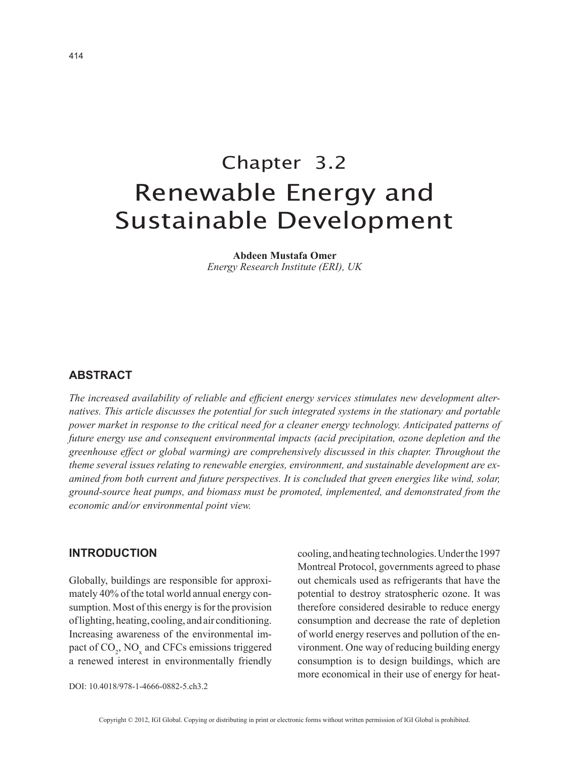# Chapter 3.2
# Renewable Energy and Sustainable Development

**Abdeen Mustafa Omer**
*Energy Research Institute (ERI), UK*

## ABSTRACT

*The increased availability of reliable and efficient energy services stimulates new development alternatives. This article discusses the potential for such integrated systems in the stationary and portable power market in response to the critical need for a cleaner energy technology. Anticipated patterns of future energy use and consequent environmental impacts (acid precipitation, ozone depletion and the greenhouse effect or global warming) are comprehensively discussed in this chapter. Throughout the theme several issues relating to renewable energies, environment, and sustainable development are examined from both current and future perspectives. It is concluded that green energies like wind, solar, ground-source heat pumps, and biomass must be promoted, implemented, and demonstrated from the economic and/or environmental point view.*

## INTRODUCTION

Globally, buildings are responsible for approximately 40% of the total world annual energy consumption. Most of this energy is for the provision of lighting, heating, cooling, and air conditioning. Increasing awareness of the environmental impact of $CO_2$, $NO_x$ and CFCs emissions triggered a renewed interest in environmentally friendly cooling, and heating technologies. Under the 1997 Montreal Protocol, governments agreed to phase out chemicals used as refrigerants that have the potential to destroy stratospheric ozone. It was therefore considered desirable to reduce energy consumption and decrease the rate of depletion of world energy reserves and pollution of the environment. One way of reducing building energy consumption is to design buildings, which are more economical in their use of energy for heat-

DOI: 10.4018/978-1-4666-0882-5.ch3.2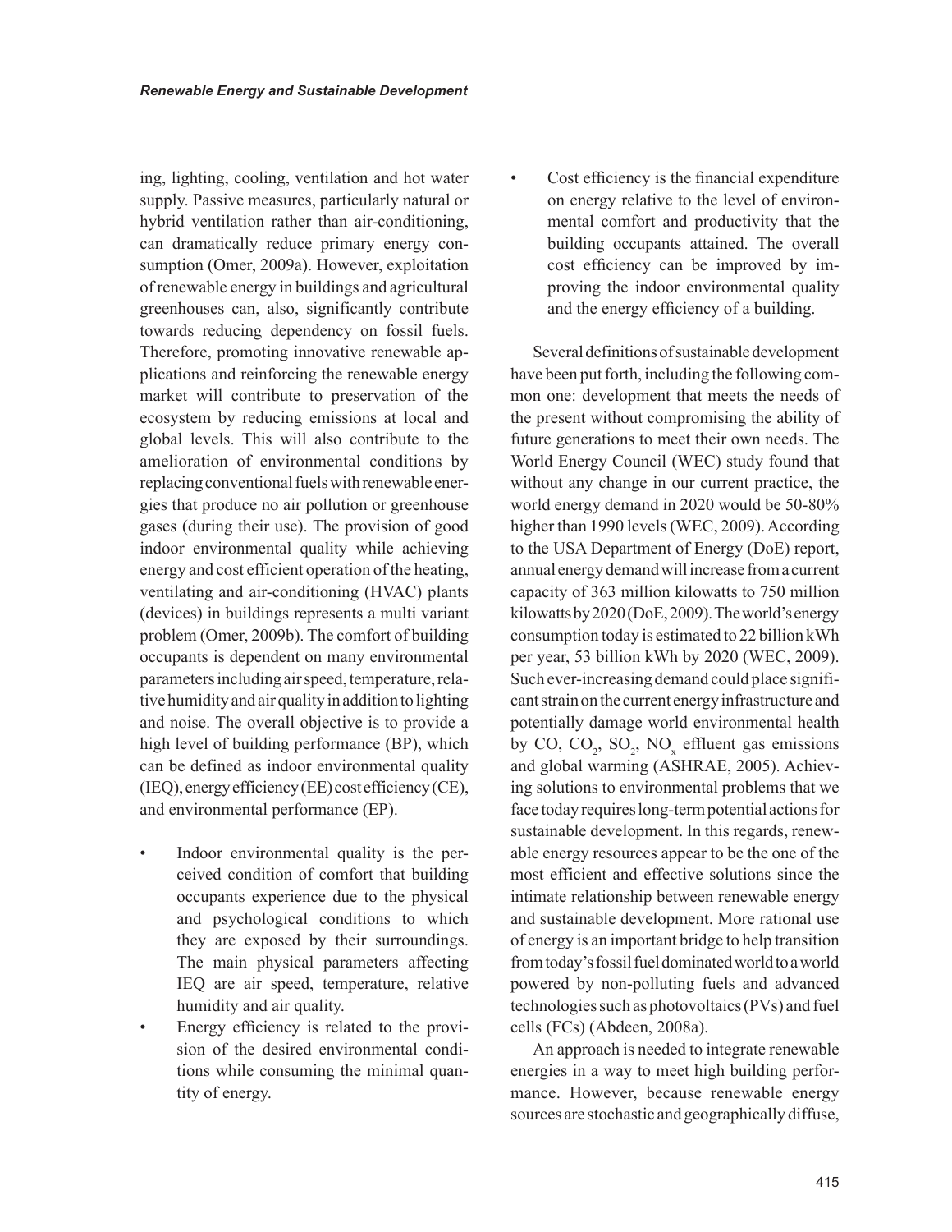ing, lighting, cooling, ventilation and hot water supply. Passive measures, particularly natural or hybrid ventilation rather than air-conditioning, can dramatically reduce primary energy consumption (Omer, 2009a). However, exploitation of renewable energy in buildings and agricultural greenhouses can, also, significantly contribute towards reducing dependency on fossil fuels. Therefore, promoting innovative renewable applications and reinforcing the renewable energy market will contribute to preservation of the ecosystem by reducing emissions at local and global levels. This will also contribute to the amelioration of environmental conditions by replacing conventional fuels with renewable energies that produce no air pollution or greenhouse gases (during their use). The provision of good indoor environmental quality while achieving energy and cost efficient operation of the heating, ventilating and air-conditioning (HVAC) plants (devices) in buildings represents a multi variant problem (Omer, 2009b). The comfort of building occupants is dependent on many environmental parameters including air speed, temperature, relative humidity and air quality in addition to lighting and noise. The overall objective is to provide a high level of building performance (BP), which can be defined as indoor environmental quality (IEQ), energy efficiency (EE) cost efficiency (CE), and environmental performance (EP).

- Indoor environmental quality is the perceived condition of comfort that building occupants experience due to the physical and psychological conditions to which they are exposed by their surroundings. The main physical parameters affecting IEQ are air speed, temperature, relative humidity and air quality.
- Energy efficiency is related to the provision of the desired environmental conditions while consuming the minimal quantity of energy.
- Cost efficiency is the financial expenditure on energy relative to the level of environmental comfort and productivity that the building occupants attained. The overall cost efficiency can be improved by improving the indoor environmental quality and the energy efficiency of a building.

Several definitions of sustainable development have been put forth, including the following common one: development that meets the needs of the present without compromising the ability of future generations to meet their own needs. The World Energy Council (WEC) study found that without any change in our current practice, the world energy demand in 2020 would be 50-80% higher than 1990 levels (WEC, 2009). According to the USA Department of Energy (DoE) report, annual energy demand will increase from a current capacity of 363 million kilowatts to 750 million kilowatts by 2020 (DoE, 2009). The world's energy consumption today is estimated to 22 billion kWh per year, 53 billion kWh by 2020 (WEC, 2009). Such ever-increasing demand could place significant strain on the current energy infrastructure and potentially damage world environmental health by CO, $CO_2$, $SO_2$, $NO_x$ effluent gas emissions and global warming (ASHRAE, 2005). Achieving solutions to environmental problems that we face today requires long-term potential actions for sustainable development. In this regards, renewable energy resources appear to be the one of the most efficient and effective solutions since the intimate relationship between renewable energy and sustainable development. More rational use of energy is an important bridge to help transition from today's fossil fuel dominated world to a world powered by non-polluting fuels and advanced technologies such as photovoltaics (PVs) and fuel cells (FCs) (Abdeen, 2008a).

An approach is needed to integrate renewable energies in a way to meet high building performance. However, because renewable energy sources are stochastic and geographically diffuse,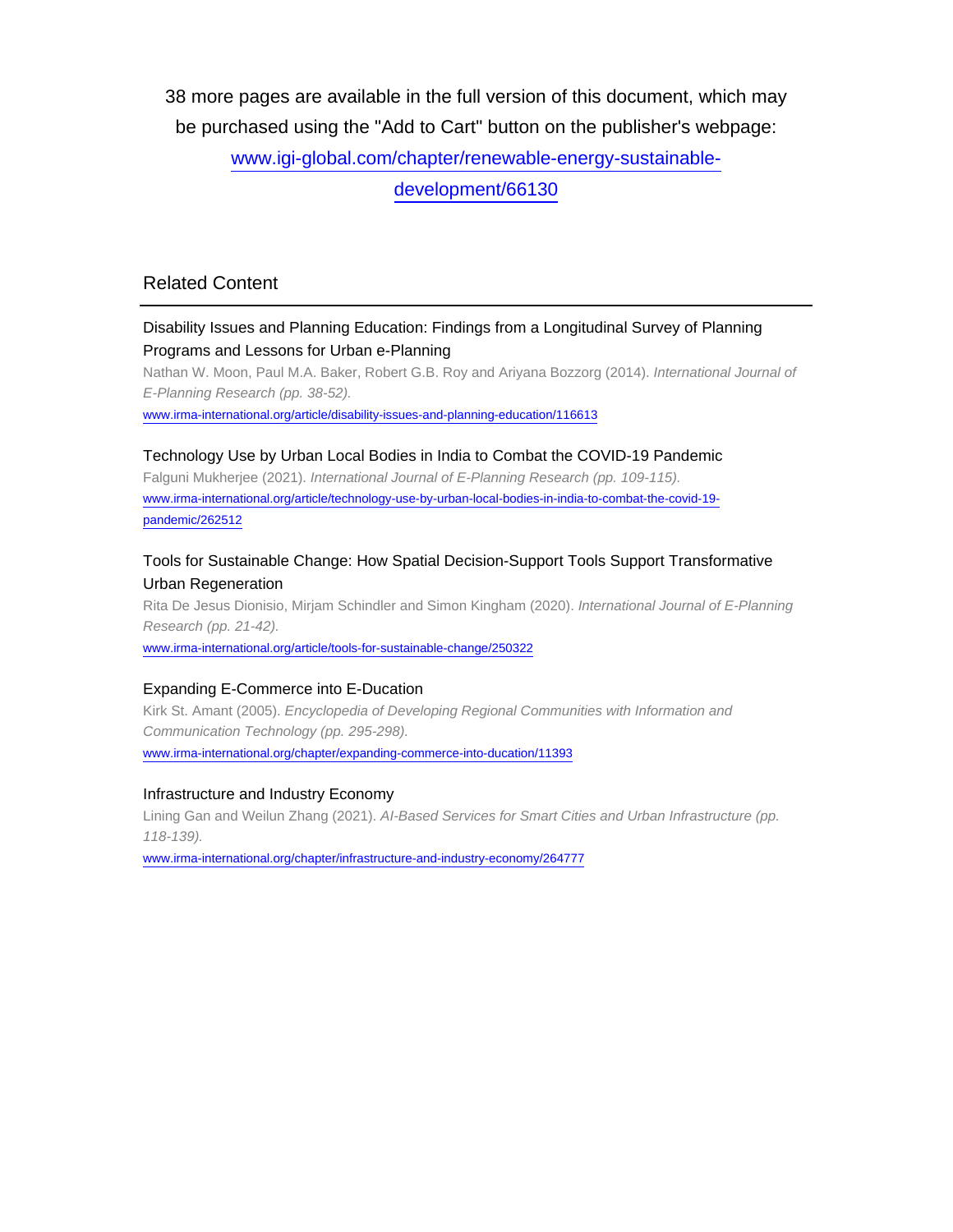38 more pages are available in the full version of this document, which may be purchased using the "Add to Cart" button on the publisher's webpage: [www.igi-global.com/chapter/renewable-energy-sustainable-development/66130](www.igi-global.com/chapter/renewable-energy-sustainable-development/66130)

## Related Content

Disability Issues and Planning Education: Findings from a Longitudinal Survey of Planning Programs and Lessons for Urban e-Planning

Nathan W. Moon, Paul M.A. Baker, Robert G.B. Roy and Ariyana Bozzorg (2014). *International Journal of E-Planning Research (pp. 38-52).*

[www.irma-international.org/article/disability-issues-and-planning-education/116613](www.irma-international.org/article/disability-issues-and-planning-education/116613)

Technology Use by Urban Local Bodies in India to Combat the COVID-19 Pandemic

Falguni Mukherjee (2021). *International Journal of E-Planning Research (pp. 109-115).*

[www.irma-international.org/article/technology-use-by-urban-local-bodies-in-india-to-combat-the-covid-19-pandemic/262512](www.irma-international.org/article/technology-use-by-urban-local-bodies-in-india-to-combat-the-covid-19-pandemic/262512)

Tools for Sustainable Change: How Spatial Decision-Support Tools Support Transformative Urban Regeneration

Rita De Jesus Dionisio, Mirjam Schindler and Simon Kingham (2020). *International Journal of E-Planning Research (pp. 21-42).*

[www.irma-international.org/article/tools-for-sustainable-change/250322](www.irma-international.org/article/tools-for-sustainable-change/250322)

Expanding E-Commerce into E-Ducation

Kirk St. Amant (2005). *Encyclopedia of Developing Regional Communities with Information and Communication Technology (pp. 295-298).*

[www.irma-international.org/chapter/expanding-commerce-into-ducation/11393](www.irma-international.org/chapter/expanding-commerce-into-ducation/11393)

Infrastructure and Industry Economy

Lining Gan and Weilun Zhang (2021). *AI-Based Services for Smart Cities and Urban Infrastructure (pp. 118-139).*

[www.irma-international.org/chapter/infrastructure-and-industry-economy/264777](www.irma-international.org/chapter/infrastructure-and-industry-economy/264777)